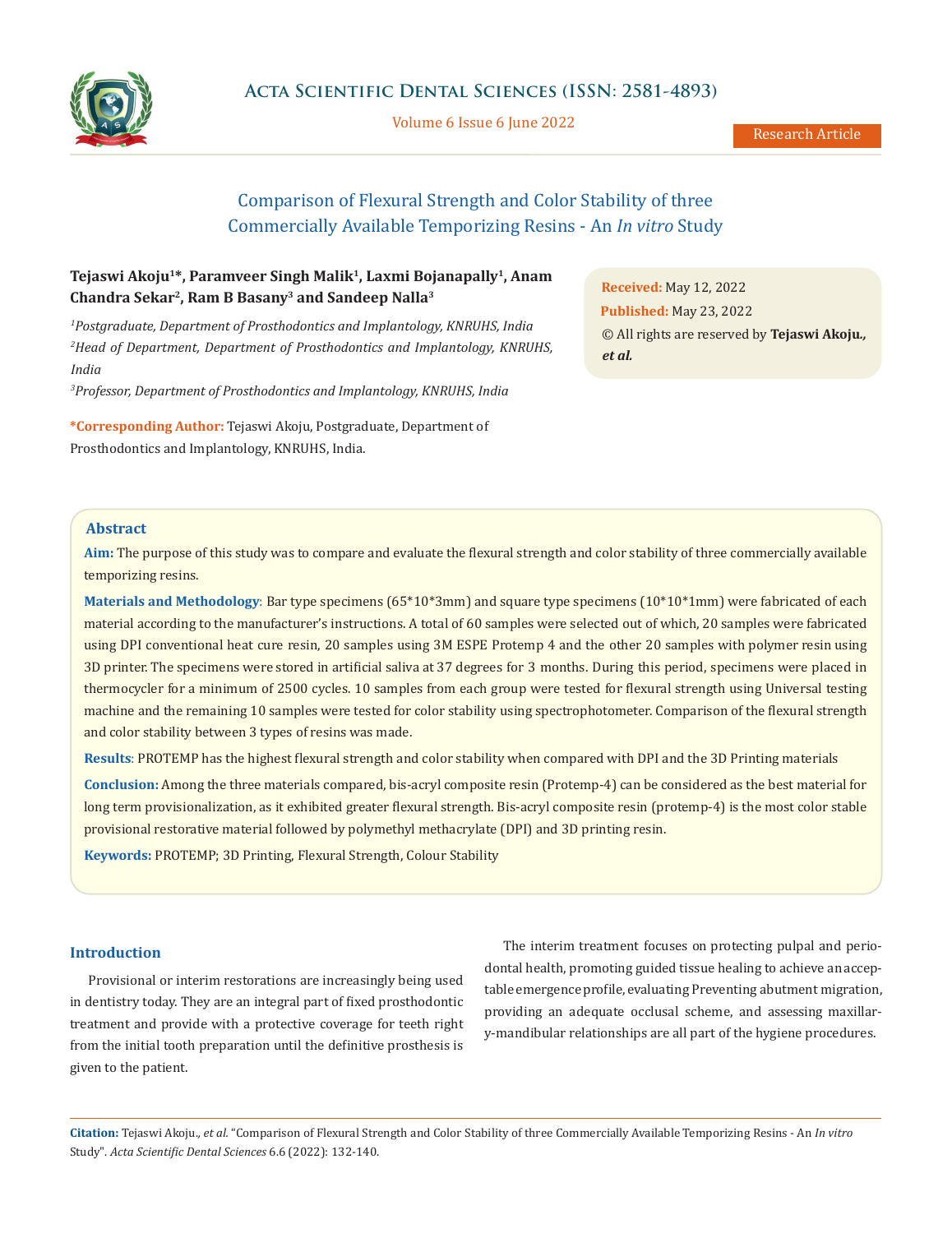# Comparison of Flexural Strength and Color Stability of three Commercially Available Temporizing Resins - An *In vitro* Study

**Tejaswi Akoju[1]*, Paramveer Singh Malik[1], Laxmi Bojanapally[1], Anam Chandra Sekar[2], Ram B Basany[3] and Sandeep Nalla[3]**

*[1]Postgraduate, Department of Prosthodontics and Implantology, KNRUHS, India*

*[2]Head of Department, Department of Prosthodontics and Implantology, KNRUHS, India*

*[3]Professor, Department of Prosthodontics and Implantology, KNRUHS, India*

**\*Corresponding Author:** Tejaswi Akoju, Postgraduate, Department of Prosthodontics and Implantology, KNRUHS, India.

**Received:** May 12, 2022

**Published:** May 23, 2022

© All rights are reserved by **Tejaswi Akoju., *et al.***

## Abstract

**Aim:** The purpose of this study was to compare and evaluate the flexural strength and color stability of three commercially available temporizing resins.

**Materials and Methodology**: Bar type specimens (65*10*3mm) and square type specimens (10*10*1mm) were fabricated of each material according to the manufacturer's instructions. A total of 60 samples were selected out of which, 20 samples were fabricated using DPI conventional heat cure resin, 20 samples using 3M ESPE Protemp 4 and the other 20 samples with polymer resin using 3D printer. The specimens were stored in artificial saliva at 37 degrees for 3 months. During this period, specimens were placed in thermocycler for a minimum of 2500 cycles. 10 samples from each group were tested for flexural strength using Universal testing machine and the remaining 10 samples were tested for color stability using spectrophotometer. Comparison of the flexural strength and color stability between 3 types of resins was made.

**Results**: PROTEMP has the highest flexural strength and color stability when compared with DPI and the 3D Printing materials

**Conclusion:** Among the three materials compared, bis-acryl composite resin (Protemp-4) can be considered as the best material for long term provisionalization, as it exhibited greater flexural strength. Bis-acryl composite resin (protemp-4) is the most color stable provisional restorative material followed by polymethyl methacrylate (DPI) and 3D printing resin.

**Keywords:** PROTEMP; 3D Printing, Flexural Strength, Colour Stability

## Introduction

Provisional or interim restorations are increasingly being used in dentistry today. They are an integral part of fixed prosthodontic treatment and provide with a protective coverage for teeth right from the initial tooth preparation until the definitive prosthesis is given to the patient.

The interim treatment focuses on protecting pulpal and periodontal health, promoting guided tissue healing to achieve an acceptable emergence profile, evaluating Preventing abutment migration, providing an adequate occlusal scheme, and assessing maxillary-mandibular relationships are all part of the hygiene procedures.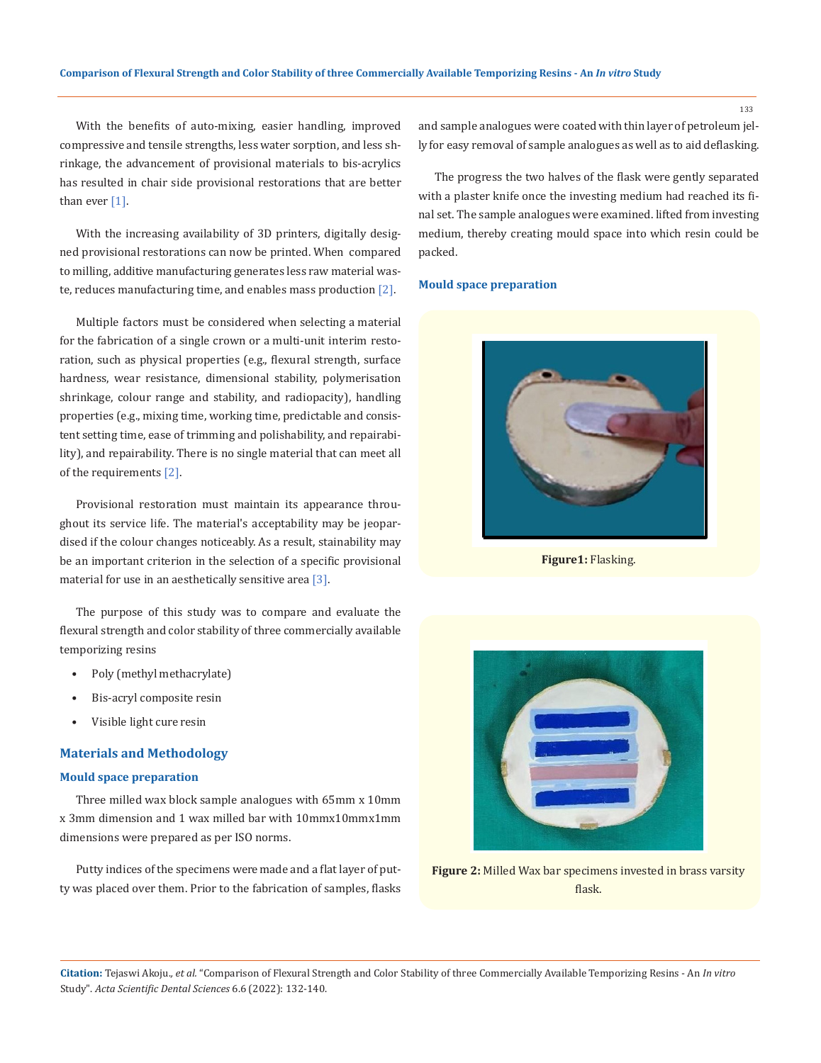With the benefits of auto-mixing, easier handling, improved compressive and tensile strengths, less water sorption, and less shrinkage, the advancement of provisional materials to bis-acrylics has resulted in chair side provisional restorations that are better than ever [1].

With the increasing availability of 3D printers, digitally designed provisional restorations can now be printed. When compared to milling, additive manufacturing generates less raw material waste, reduces manufacturing time, and enables mass production [2].

Multiple factors must be considered when selecting a material for the fabrication of a single crown or a multi-unit interim restoration, such as physical properties (e.g., flexural strength, surface hardness, wear resistance, dimensional stability, polymerisation shrinkage, colour range and stability, and radiopacity), handling properties (e.g., mixing time, working time, predictable and consistent setting time, ease of trimming and polishability, and repairability), and repairability. There is no single material that can meet all of the requirements [2].

Provisional restoration must maintain its appearance throughout its service life. The material's acceptability may be jeopardised if the colour changes noticeably. As a result, stainability may be an important criterion in the selection of a specific provisional material for use in an aesthetically sensitive area [3].

The purpose of this study was to compare and evaluate the flexural strength and color stability of three commercially available temporizing resins

- Poly (methyl methacrylate)
- Bis-acryl composite resin
- Visible light cure resin

## Materials and Methodology

### Mould space preparation

Three milled wax block sample analogues with 65mm x 10mm x 3mm dimension and 1 wax milled bar with 10mmx10mmx1mm dimensions were prepared as per ISO norms.

Putty indices of the specimens were made and a flat layer of putty was placed over them. Prior to the fabrication of samples, flasks and sample analogues were coated with thin layer of petroleum jelly for easy removal of sample analogues as well as to aid deflasking.

The progress the two halves of the flask were gently separated with a plaster knife once the investing medium had reached its final set. The sample analogues were examined. lifted from investing medium, thereby creating mould space into which resin could be packed.

### Mould space preparation

**Figure1:** Flasking.

**Figure 2:** Milled Wax bar specimens invested in brass varsity flask.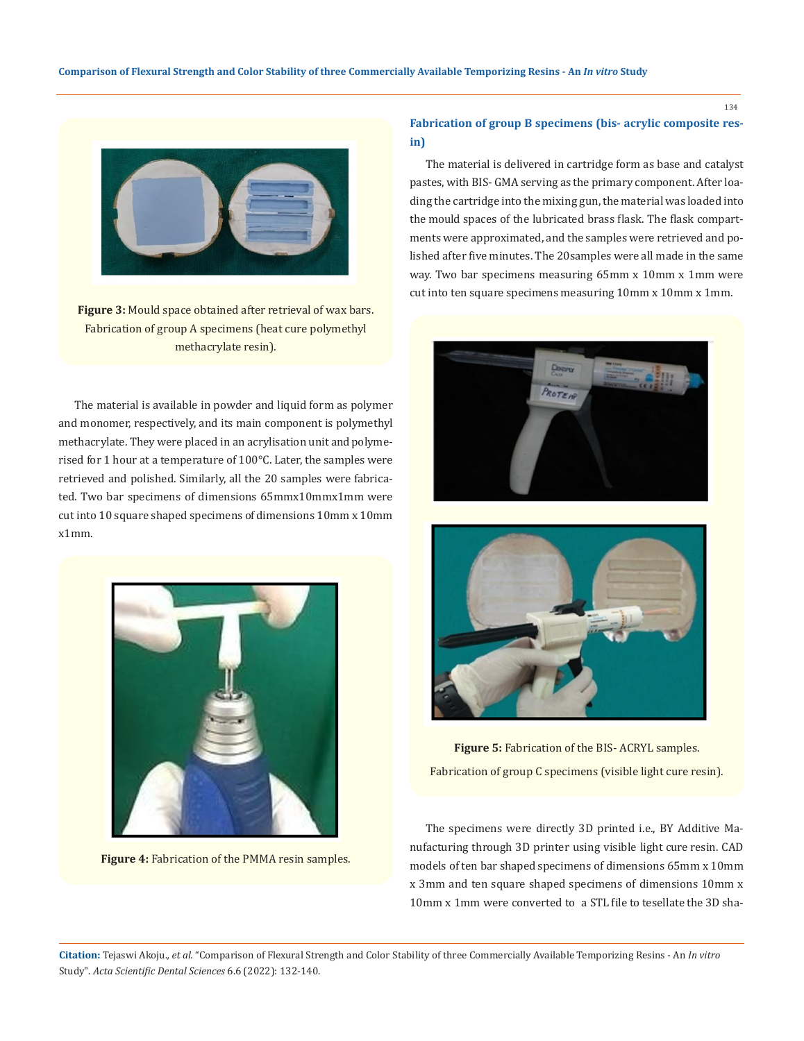**Figure 3:** Mould space obtained after retrieval of wax bars. Fabrication of group A specimens (heat cure polymethyl methacrylate resin).

The material is available in powder and liquid form as polymer and monomer, respectively, and its main component is polymethyl methacrylate. They were placed in an acrylisation unit and polymerised for 1 hour at a temperature of 100°C. Later, the samples were retrieved and polished. Similarly, all the 20 samples were fabricated. Two bar specimens of dimensions 65mmx10mmx1mm were cut into 10 square shaped specimens of dimensions 10mm x 10mm x1mm.

**Figure 4:** Fabrication of the PMMA resin samples.

### Fabrication of group B specimens (bis- acrylic composite resin)

The material is delivered in cartridge form as base and catalyst pastes, with BIS- GMA serving as the primary component. After loading the cartridge into the mixing gun, the material was loaded into the mould spaces of the lubricated brass flask. The flask compartments were approximated, and the samples were retrieved and polished after five minutes. The 20samples were all made in the same way. Two bar specimens measuring 65mm x 10mm x 1mm were cut into ten square specimens measuring 10mm x 10mm x 1mm.

**Figure 5:** Fabrication of the BIS- ACRYL samples.

Fabrication of group C specimens (visible light cure resin).

The specimens were directly 3D printed i.e., BY Additive Manufacturing through 3D printer using visible light cure resin. CAD models of ten bar shaped specimens of dimensions 65mm x 10mm x 3mm and ten square shaped specimens of dimensions 10mm x 10mm x 1mm were converted to a STL file to tessellate the 3D sha-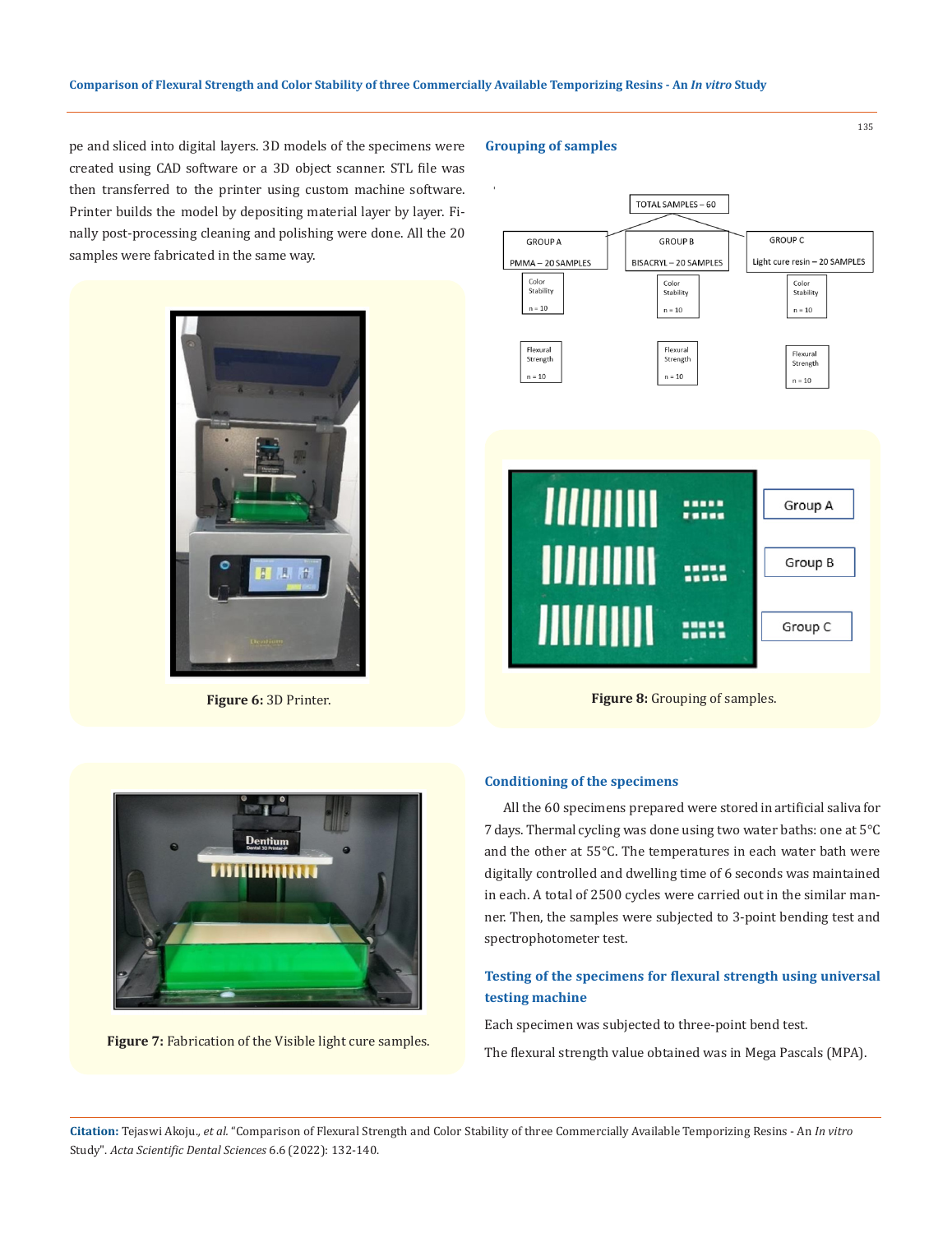pe and sliced into digital layers. 3D models of the specimens were created using CAD software or a 3D object scanner. STL file was then transferred to the printer using custom machine software. Printer builds the model by depositing material layer by layer. Finally post-processing cleaning and polishing were done. All the 20 samples were fabricated in the same way.

**Figure 6:** 3D Printer.

**Figure 7:** Fabrication of the Visible light cure samples.

### Grouping of samples

TOTAL SAMPLES – 60

- GROUP A: PMMA – 20 SAMPLES
  - Color Stability n = 10
  - Flexural Strength n = 10
- GROUP B: BISACRYL – 20 SAMPLES
  - Color Stability n = 10
  - Flexural Strength n = 10
- GROUP C: Light cure resin – 20 SAMPLES
  - Color Stability n = 10
  - Flexural Strength n = 10

**Figure 8:** Grouping of samples.

### Conditioning of the specimens

All the 60 specimens prepared were stored in artificial saliva for 7 days. Thermal cycling was done using two water baths: one at 5°C and the other at 55°C. The temperatures in each water bath were digitally controlled and dwelling time of 6 seconds was maintained in each. A total of 2500 cycles were carried out in the similar manner. Then, the samples were subjected to 3-point bending test and spectrophotometer test.

### Testing of the specimens for flexural strength using universal testing machine

Each specimen was subjected to three-point bend test.

The flexural strength value obtained was in Mega Pascals (MPA).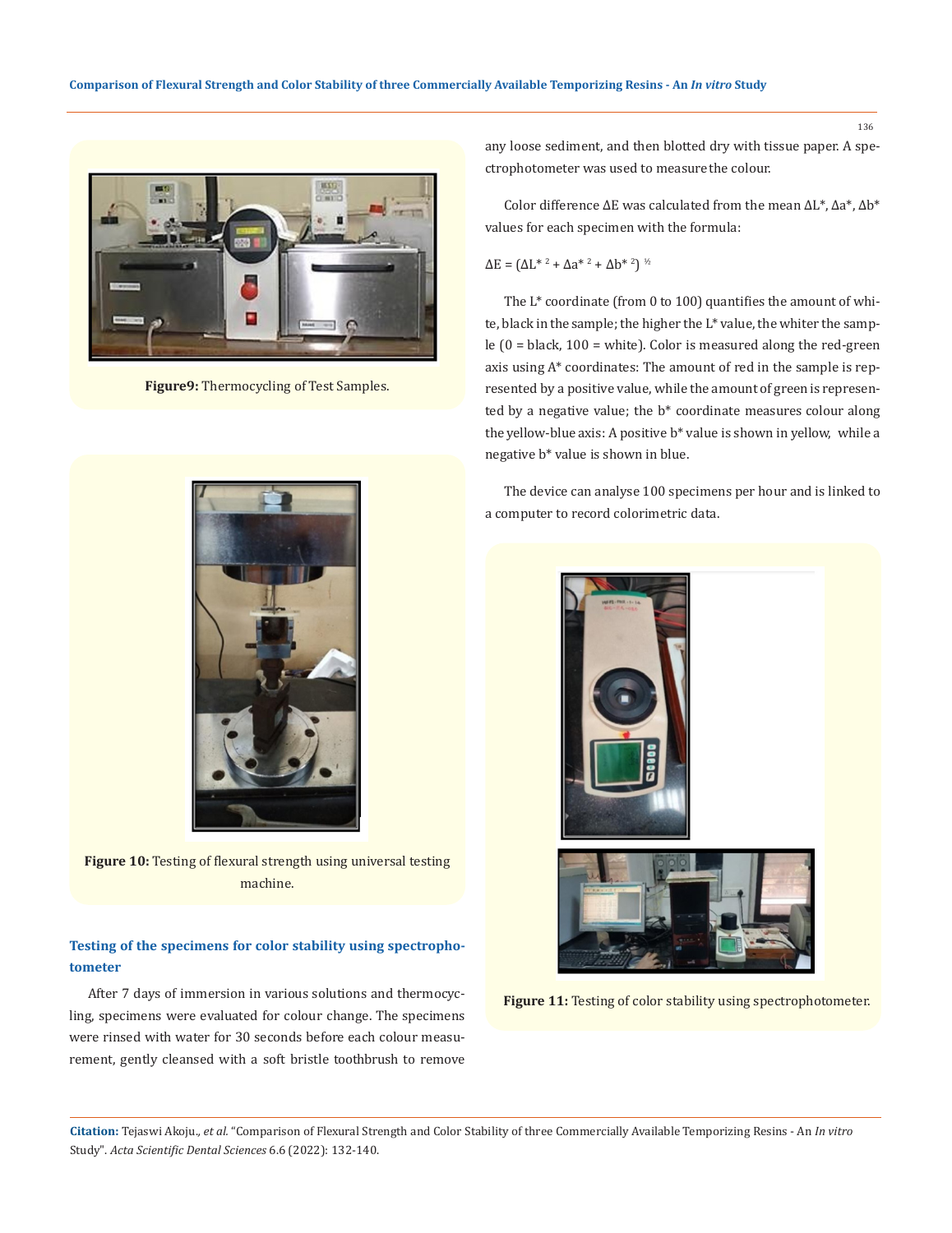**Figure9:** Thermocycling of Test Samples.

**Figure 10:** Testing of flexural strength using universal testing machine.

## Testing of the specimens for color stability using spectrophotometer

After 7 days of immersion in various solutions and thermocycling, specimens were evaluated for colour change. The specimens were rinsed with water for 30 seconds before each colour measurement, gently cleansed with a soft bristle toothbrush to remove any loose sediment, and then blotted dry with tissue paper. A spectrophotometer was used to measure the colour.

Color difference ΔE was calculated from the mean ΔL*, Δa*, Δb* values for each specimen with the formula:

$$\Delta E = (\Delta L^{*2} + \Delta a^{*2} + \Delta b^{*2})^{1/2}$$

The L* coordinate (from 0 to 100) quantifies the amount of white, black in the sample; the higher the L* value, the whiter the sample (0 = black, 100 = white). Color is measured along the red-green axis using A* coordinates: The amount of red in the sample is represented by a positive value, while the amount of green is represented by a negative value; the b* coordinate measures colour along the yellow-blue axis: A positive b* value is shown in yellow, while a negative b* value is shown in blue.

The device can analyse 100 specimens per hour and is linked to a computer to record colorimetric data.

**Figure 11:** Testing of color stability using spectrophotometer.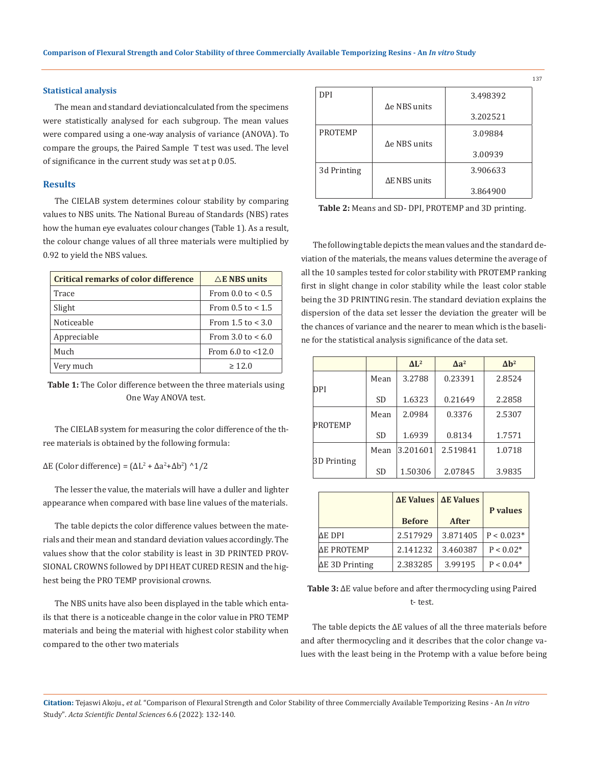### Statistical analysis

The mean and standard deviationcalculated from the specimens were statistically analysed for each subgroup. The mean values were compared using a one-way analysis of variance (ANOVA). To compare the groups, the Paired Sample T test was used. The level of significance in the current study was set at p 0.05.

## Results

The CIELAB system determines colour stability by comparing values to NBS units. The National Bureau of Standards (NBS) rates how the human eye evaluates colour changes (Table 1). As a result, the colour change values of all three materials were multiplied by 0.92 to yield the NBS values.

| Critical remarks of color difference | △E NBS units |
|---|---|
| Trace | From 0.0 to < 0.5 |
| Slight | From 0.5 to < 1.5 |
| Noticeable | From 1.5 to < 3.0 |
| Appreciable | From 3.0 to < 6.0 |
| Much | From 6.0 to <12.0 |
| Very much | ≥ 12.0 |

**Table 1:** The Color difference between the three materials using One Way ANOVA test.

The CIELAB system for measuring the color difference of the three materials is obtained by the following formula:

$\Delta E$ (Color difference) = $(\Delta L^2 + \Delta a^2 + \Delta b^2)$ ^1/2

The lesser the value, the materials will have a duller and lighter appearance when compared with base line values of the materials.

The table depicts the color difference values between the materials and their mean and standard deviation values accordingly. The values show that the color stability is least in 3D PRINTED PROVSIONAL CROWNS followed by DPI HEAT CURED RESIN and the highest being the PRO TEMP provisional crowns.

The NBS units have also been displayed in the table which entails that there is a noticeable change in the color value in PRO TEMP materials and being the material with highest color stability when compared to the other two materials

| | | |
|---|---|---|
| DPI | Δe NBS units | 3.498392 |
| | | 3.202521 |
| PROTEMP | Δe NBS units | 3.09884 |
| | | 3.00939 |
| 3d Printing | ΔE NBS units | 3.906633 |
| | | 3.864900 |

**Table 2:** Means and SD- DPI, PROTEMP and 3D printing.

The following table depicts the mean values and the standard deviation of the materials, the means values determine the average of all the 10 samples tested for color stability with PROTEMP ranking first in slight change in color stability while the least color stable being the 3D PRINTING resin. The standard deviation explains the dispersion of the data set lesser the deviation the greater will be the chances of variance and the nearer to mean which is the baseline for the statistical analysis significance of the data set.

| | | $\Delta L^2$ | $\Delta a^2$ | $\Delta b^2$ |
|---|---|---|---|---|
| DPI | Mean | 3.2788 | 0.23391 | 2.8524 |
| | SD | 1.6323 | 0.21649 | 2.2858 |
| PROTEMP | Mean | 2.0984 | 0.3376 | 2.5307 |
| | SD | 1.6939 | 0.8134 | 1.7571 |
| 3D Printing | Mean | 3.201601 | 2.519841 | 1.0718 |
| | SD | 1.50306 | 2.07845 | 3.9835 |

| | ΔE Values Before | ΔE Values After | P values |
|---|---|---|---|
| ΔE DPI | 2.517929 | 3.871405 | P < 0.023* |
| ΔE PROTEMP | 2.141232 | 3.460387 | P < 0.02* |
| ΔE 3D Printing | 2.383285 | 3.99195 | P < 0.04* |

**Table 3:** ΔE value before and after thermocycling using Paired t- test.

The table depicts the ΔE values of all the three materials before and after thermocycling and it describes that the color change values with the least being in the Protemp with a value before being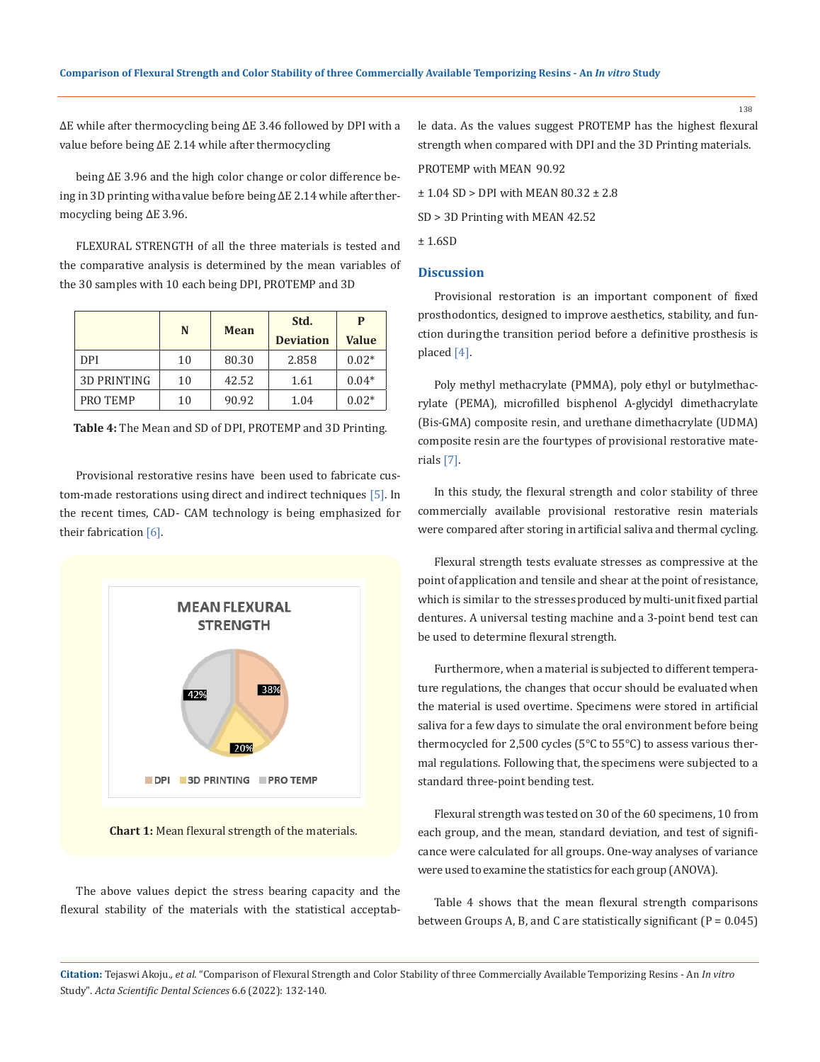ΔE while after thermocycling being ΔE 3.46 followed by DPI with a value before being ΔE 2.14 while after thermocycling

being ΔE 3.96 and the high color change or color difference being in 3D printing with a value before being ΔE 2.14 while after thermocycling being ΔE 3.96.

FLEXURAL STRENGTH of all the three materials is tested and the comparative analysis is determined by the mean variables of the 30 samples with 10 each being DPI, PROTEMP and 3D

| | N | Mean | Std. Deviation | P Value |
|---|---|---|---|---|
| DPI | 10 | 80.30 | 2.858 | 0.02* |
| 3D PRINTING | 10 | 42.52 | 1.61 | 0.04* |
| PRO TEMP | 10 | 90.92 | 1.04 | 0.02* |

**Table 4:** The Mean and SD of DPI, PROTEMP and 3D Printing.

Provisional restorative resins have been used to fabricate custom-made restorations using direct and indirect techniques [5]. In the recent times, CAD- CAM technology is being emphasized for their fabrication [6].

MEAN FLEXURAL STRENGTH

42% | 38% | 20%

DPI | 3D PRINTING | PRO TEMP

**Chart 1:** Mean flexural strength of the materials.

The above values depict the stress bearing capacity and the flexural stability of the materials with the statistical acceptable data. As the values suggest PROTEMP has the highest flexural strength when compared with DPI and the 3D Printing materials.

PROTEMP with MEAN 90.92

± 1.04 SD > DPI with MEAN 80.32 ± 2.8

SD > 3D Printing with MEAN 42.52

± 1.6SD

## Discussion

Provisional restoration is an important component of fixed prosthodontics, designed to improve aesthetics, stability, and function during the transition period before a definitive prosthesis is placed [4].

Poly methyl methacrylate (PMMA), poly ethyl or butylmethacrylate (PEMA), microfilled bisphenol A-glycidyl dimethacrylate (Bis-GMA) composite resin, and urethane dimethacrylate (UDMA) composite resin are the fourtypes of provisional restorative materials [7].

In this study, the flexural strength and color stability of three commercially available provisional restorative resin materials were compared after storing in artificial saliva and thermal cycling.

Flexural strength tests evaluate stresses as compressive at the point of application and tensile and shear at the point of resistance, which is similar to the stresses produced by multi-unit fixed partial dentures. A universal testing machine and a 3-point bend test can be used to determine flexural strength.

Furthermore, when a material is subjected to different temperature regulations, the changes that occur should be evaluated when the material is used overtime. Specimens were stored in artificial saliva for a few days to simulate the oral environment before being thermocycled for 2,500 cycles (5°C to 55°C) to assess various thermal regulations. Following that, the specimens were subjected to a standard three-point bending test.

Flexural strength was tested on 30 of the 60 specimens, 10 from each group, and the mean, standard deviation, and test of significance were calculated for all groups. One-way analyses of variance were used to examine the statistics for each group (ANOVA).

Table 4 shows that the mean flexural strength comparisons between Groups A, B, and C are statistically significant (P = 0.045)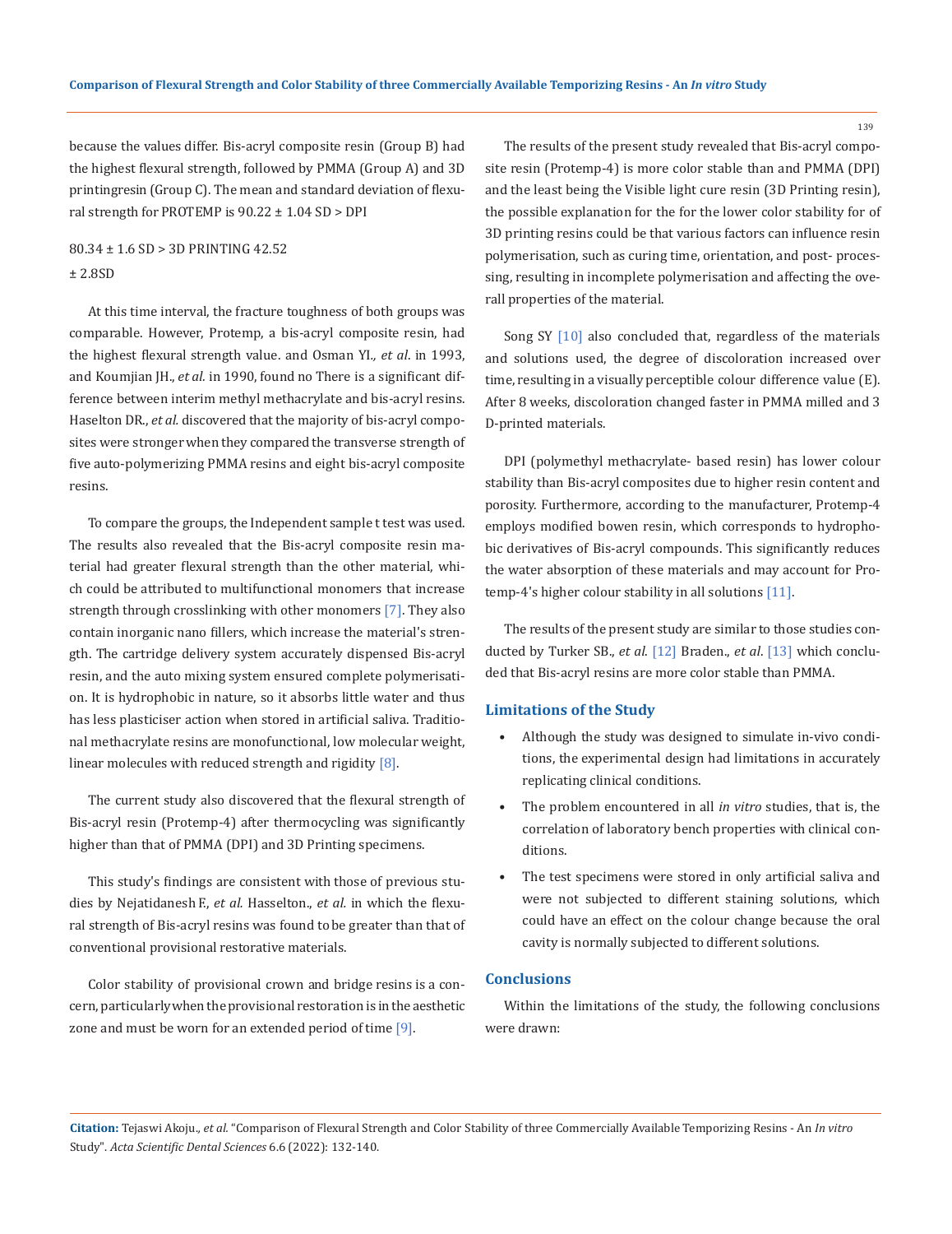because the values differ. Bis-acryl composite resin (Group B) had the highest flexural strength, followed by PMMA (Group A) and 3D printingresin (Group C). The mean and standard deviation of flexural strength for PROTEMP is 90.22 ± 1.04 SD > DPI

80.34 ± 1.6 SD > 3D PRINTING 42.52

± 2.8SD

At this time interval, the fracture toughness of both groups was comparable. However, Protemp, a bis-acryl composite resin, had the highest flexural strength value. and Osman YI*., et al*. in 1993, and Koumjian JH., *et al.* in 1990, found no There is a significant difference between interim methyl methacrylate and bis-acryl resins. Haselton DR., *et al.* discovered that the majority of bis-acryl composites were stronger when they compared the transverse strength of five auto-polymerizing PMMA resins and eight bis-acryl composite resins.

To compare the groups, the Independent sample t test was used. The results also revealed that the Bis-acryl composite resin material had greater flexural strength than the other material, which could be attributed to multifunctional monomers that increase strength through crosslinking with other monomers [7]. They also contain inorganic nano fillers, which increase the material's strength. The cartridge delivery system accurately dispensed Bis-acryl resin, and the auto mixing system ensured complete polymerisation. It is hydrophobic in nature, so it absorbs little water and thus has less plasticiser action when stored in artificial saliva. Traditional methacrylate resins are monofunctional, low molecular weight, linear molecules with reduced strength and rigidity [8].

The current study also discovered that the flexural strength of Bis-acryl resin (Protemp-4) after thermocycling was significantly higher than that of PMMA (DPI) and 3D Printing specimens.

This study's findings are consistent with those of previous studies by Nejatidanesh F., *et al.* Hasselton., *et al.* in which the flexural strength of Bis-acryl resins was found to be greater than that of conventional provisional restorative materials.

Color stability of provisional crown and bridge resins is a concern, particularly when the provisional restoration is in the aesthetic zone and must be worn for an extended period of time [9].

The results of the present study revealed that Bis-acryl composite resin (Protemp-4) is more color stable than PMMA (DPI) and the least being the Visible light cure resin (3D Printing resin), the possible explanation for the for the lower color stability for of 3D printing resins could be that various factors can influence resin polymerisation, such as curing time, orientation, and post- processing, resulting in incomplete polymerisation and affecting the overall properties of the material.

Song SY [10] also concluded that, regardless of the materials and solutions used, the degree of discoloration increased over time, resulting in a visually perceptible colour difference value (E). After 8 weeks, discoloration changed faster in PMMA milled and 3 D-printed materials.

DPI (polymethyl methacrylate- based resin) has lower colour stability than Bis-acryl composites due to higher resin content and porosity. Furthermore, according to the manufacturer, Protemp-4 employs modified bowen resin, which corresponds to hydrophobic derivatives of Bis-acryl compounds. This significantly reduces the water absorption of these materials and may account for Protemp-4's higher colour stability in all solutions [11].

The results of the present study are similar to those studies conducted by Turker SB., *et al*. [12] Braden., *et al*. [13] which concluded that Bis-acryl resins are more color stable than PMMA.

## Limitations of the Study

- Although the study was designed to simulate in-vivo conditions, the experimental design had limitations in accurately replicating clinical conditions.
- The problem encountered in all *in vitro* studies, that is, the correlation of laboratory bench properties with clinical conditions.
- The test specimens were stored in only artificial saliva and were not subjected to different staining solutions, which could have an effect on the colour change because the oral cavity is normally subjected to different solutions.

## Conclusions

Within the limitations of the study, the following conclusions were drawn: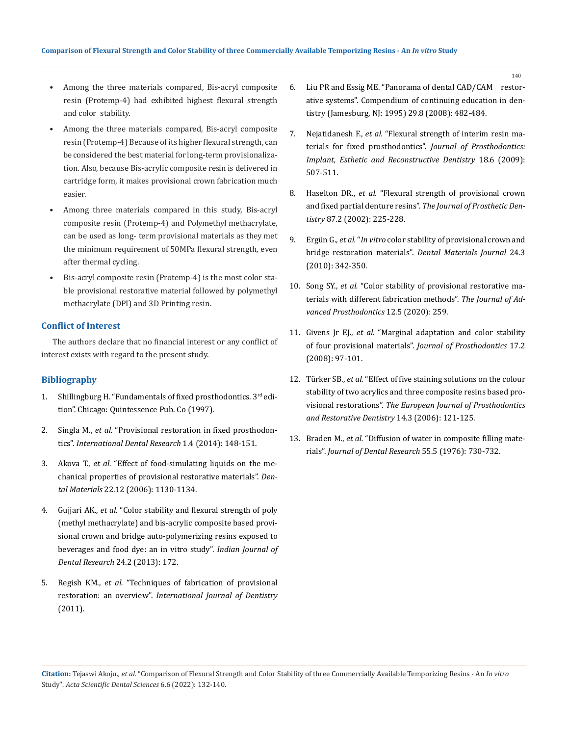- Among the three materials compared, Bis-acryl composite resin (Protemp-4) had exhibited highest flexural strength and color stability.
- Among the three materials compared, Bis-acryl composite resin (Protemp-4) Because of its higher flexural strength, can be considered the best material for long-term provisionalization. Also, because Bis-acrylic composite resin is delivered in cartridge form, it makes provisional crown fabrication much easier.
- Among three materials compared in this study, Bis-acryl composite resin (Protemp-4) and Polymethyl methacrylate, can be used as long- term provisional materials as they met the minimum requirement of 50MPa flexural strength, even after thermal cycling.
- Bis-acryl composite resin (Protemp-4) is the most color stable provisional restorative material followed by polymethyl methacrylate (DPI) and 3D Printing resin.

## Conflict of Interest

The authors declare that no financial interest or any conflict of interest exists with regard to the present study.

## Bibliography

1. Shillingburg H. "Fundamentals of fixed prosthodontics. 3rd edition". Chicago: Quintessence Pub. Co (1997).
2. Singla M., *et al.* "Provisional restoration in fixed prosthodontics". *International Dental Research* 1.4 (2014): 148-151.
3. Akova T., *et al.* "Effect of food-simulating liquids on the mechanical properties of provisional restorative materials". *Dental Materials* 22.12 (2006): 1130-1134.
4. Gujjari AK., *et al.* "Color stability and flexural strength of poly (methyl methacrylate) and bis-acrylic composite based provisional crown and bridge auto-polymerizing resins exposed to beverages and food dye: an in vitro study". *Indian Journal of Dental Research* 24.2 (2013): 172.
5. Regish KM., *et al.* "Techniques of fabrication of provisional restoration: an overview". *International Journal of Dentistry* (2011).
6. Liu PR and Essig ME. "Panorama of dental CAD/CAM restorative systems". Compendium of continuing education in dentistry (Jamesburg, NJ: 1995) 29.8 (2008): 482-484.
7. Nejatidanesh F., *et al.* "Flexural strength of interim resin materials for fixed prosthodontics". *Journal of Prosthodontics: Implant, Esthetic and Reconstructive Dentistry* 18.6 (2009): 507-511.
8. Haselton DR., *et al.* "Flexural strength of provisional crown and fixed partial denture resins". *The Journal of Prosthetic Dentistry* 87.2 (2002): 225-228.
9. Ergün G., *et al.* "*In vitro* color stability of provisional crown and bridge restoration materials". *Dental Materials Journal* 24.3 (2010): 342-350.
10. Song SY., *et al.* "Color stability of provisional restorative materials with different fabrication methods". *The Journal of Advanced Prosthodontics* 12.5 (2020): 259.
11. Givens Jr EJ., *et al.* "Marginal adaptation and color stability of four provisional materials". *Journal of Prosthodontics* 17.2 (2008): 97-101.
12. Türker SB., *et al.* "Effect of five staining solutions on the colour stability of two acrylics and three composite resins based provisional restorations". *The European Journal of Prosthodontics and Restorative Dentistry* 14.3 (2006): 121-125.
13. Braden M., *et al.* "Diffusion of water in composite filling materials". *Journal of Dental Research* 55.5 (1976): 730-732.